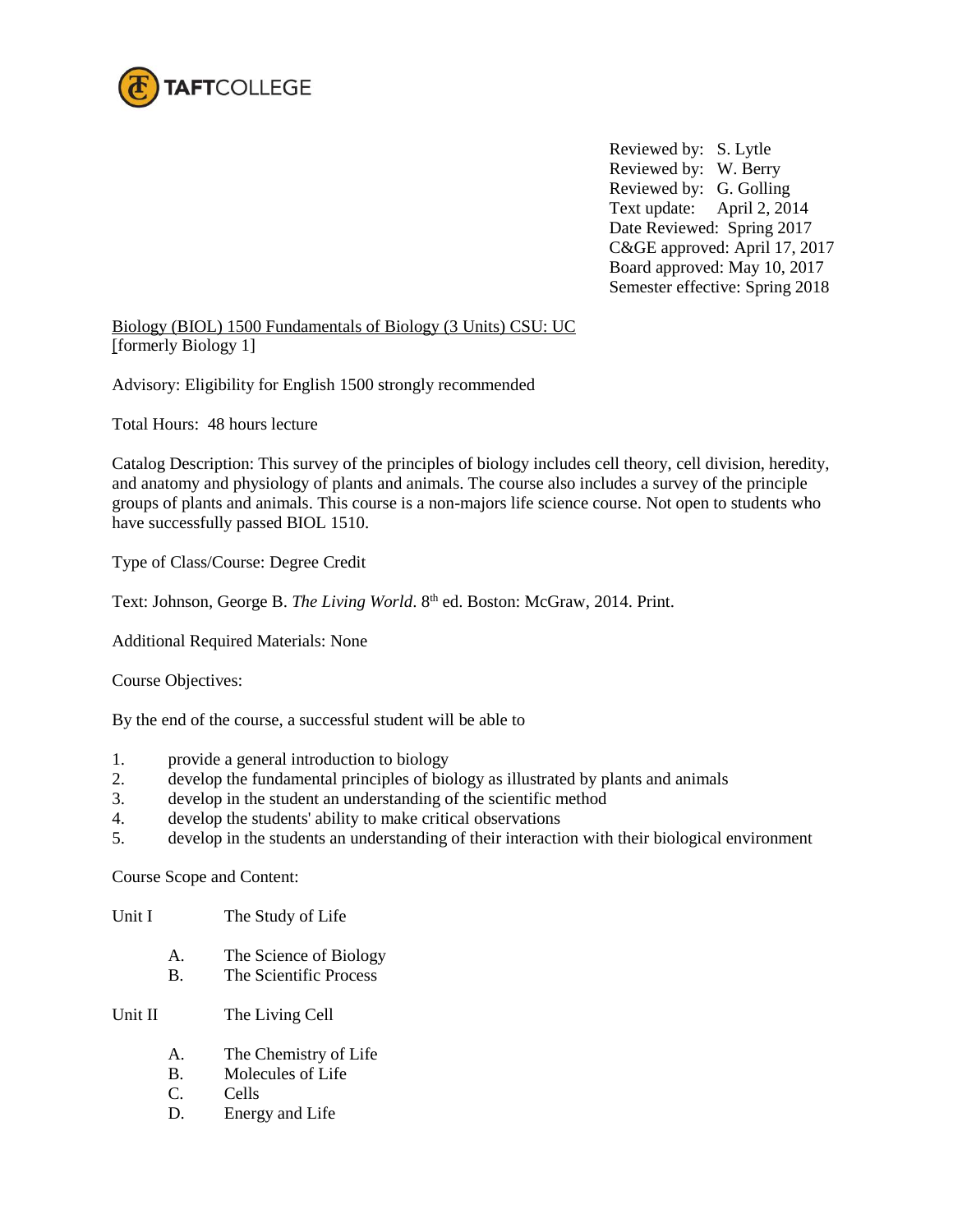TAFTCOLLEGE

Reviewed by: S. Lytle
Reviewed by: W. Berry
Reviewed by: G. Golling
Text update: April 2, 2014
Date Reviewed: Spring 2017
C&GE approved: April 17, 2017
Board approved: May 10, 2017
Semester effective: Spring 2018

Biology (BIOL) 1500 Fundamentals of Biology (3 Units) CSU: UC
[formerly Biology 1]

Advisory: Eligibility for English 1500 strongly recommended

Total Hours: 48 hours lecture

Catalog Description: This survey of the principles of biology includes cell theory, cell division, heredity, and anatomy and physiology of plants and animals. The course also includes a survey of the principle groups of plants and animals. This course is a non-majors life science course. Not open to students who have successfully passed BIOL 1510.

Type of Class/Course: Degree Credit

Text: Johnson, George B. *The Living World*. 8th ed. Boston: McGraw, 2014. Print.

Additional Required Materials: None

Course Objectives:

By the end of the course, a successful student will be able to

1. provide a general introduction to biology
2. develop the fundamental principles of biology as illustrated by plants and animals
3. develop in the student an understanding of the scientific method
4. develop the students' ability to make critical observations
5. develop in the students an understanding of their interaction with their biological environment

Course Scope and Content:

Unit I The Study of Life

- A. The Science of Biology
- B. The Scientific Process

Unit II The Living Cell

- A. The Chemistry of Life
- B. Molecules of Life
- C. Cells
- D. Energy and Life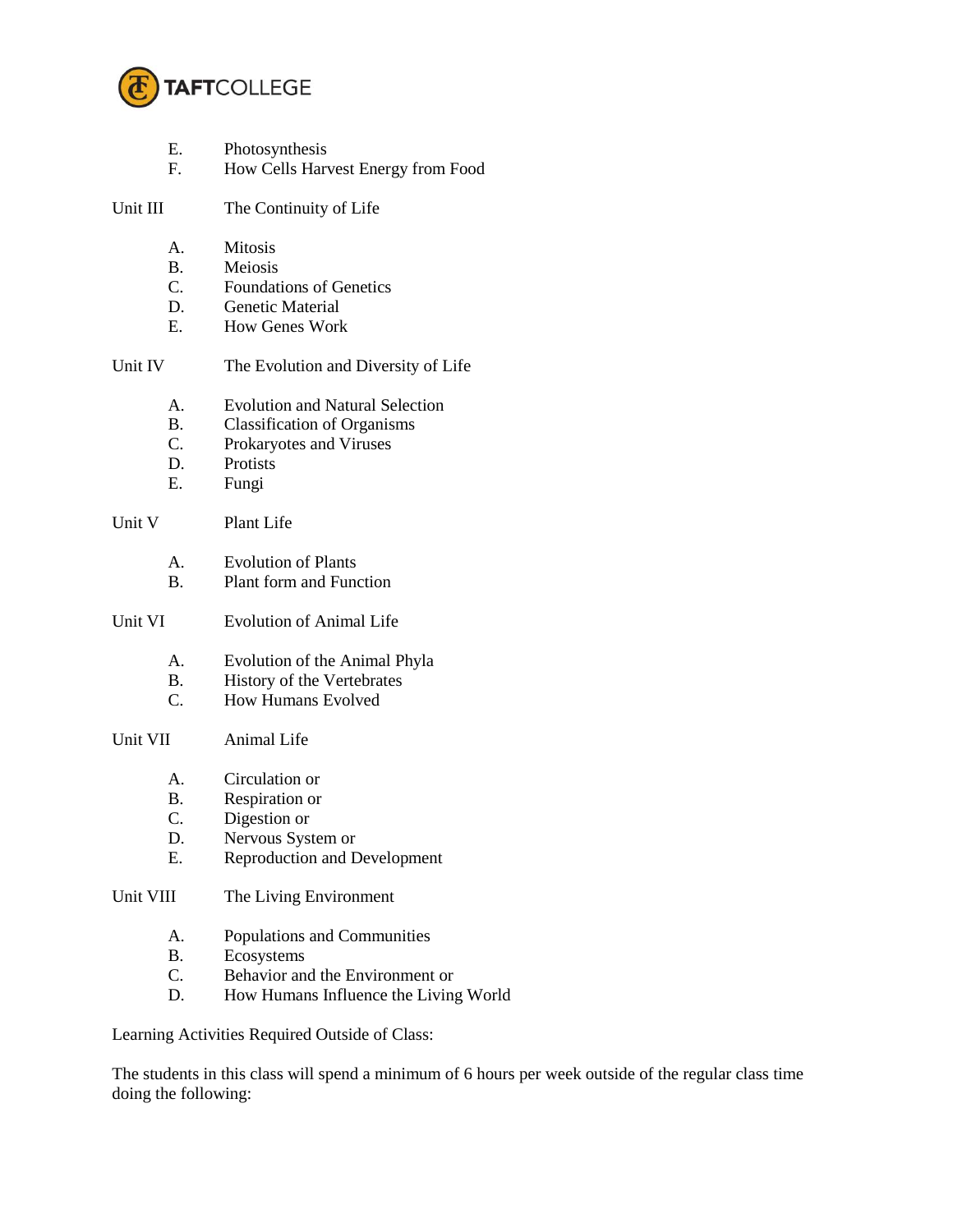E. Photosynthesis
F. How Cells Harvest Energy from Food

Unit III The Continuity of Life

A. Mitosis
B. Meiosis
C. Foundations of Genetics
D. Genetic Material
E. How Genes Work

Unit IV The Evolution and Diversity of Life

A. Evolution and Natural Selection
B. Classification of Organisms
C. Prokaryotes and Viruses
D. Protists
E. Fungi

Unit V Plant Life

A. Evolution of Plants
B. Plant form and Function

Unit VI Evolution of Animal Life

A. Evolution of the Animal Phyla
B. History of the Vertebrates
C. How Humans Evolved

Unit VII Animal Life

A. Circulation or
B. Respiration or
C. Digestion or
D. Nervous System or
E. Reproduction and Development

Unit VIII The Living Environment

A. Populations and Communities
B. Ecosystems
C. Behavior and the Environment or
D. How Humans Influence the Living World

Learning Activities Required Outside of Class:

The students in this class will spend a minimum of 6 hours per week outside of the regular class time doing the following: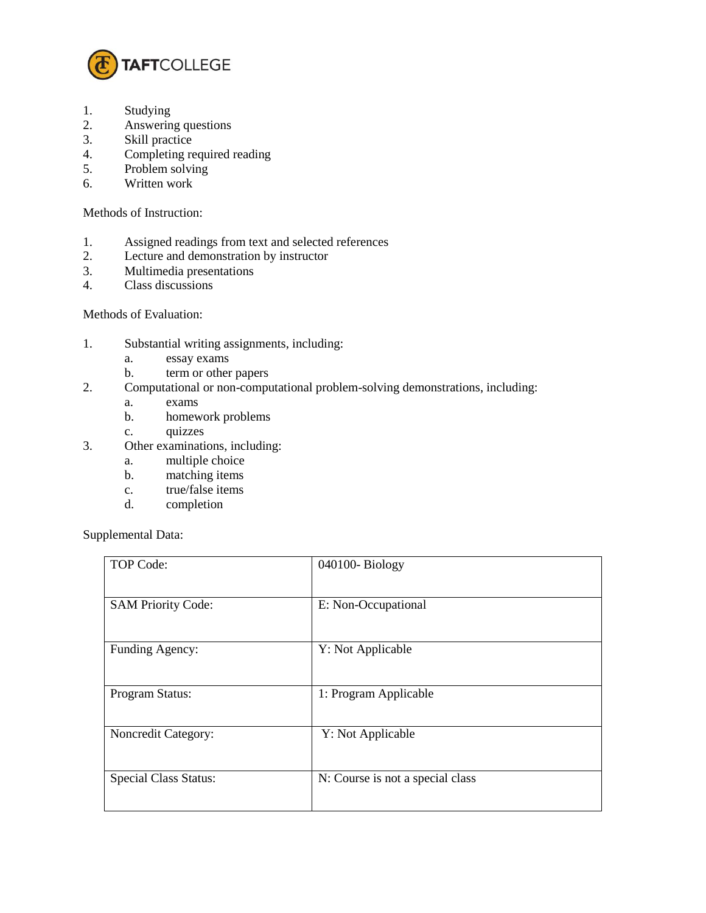1. Studying
2. Answering questions
3. Skill practice
4. Completing required reading
5. Problem solving
6. Written work

Methods of Instruction:

1. Assigned readings from text and selected references
2. Lecture and demonstration by instructor
3. Multimedia presentations
4. Class discussions

Methods of Evaluation:

1. Substantial writing assignments, including:
   a. essay exams
   b. term or other papers
2. Computational or non-computational problem-solving demonstrations, including:
   a. exams
   b. homework problems
   c. quizzes
3. Other examinations, including:
   a. multiple choice
   b. matching items
   c. true/false items
   d. completion

Supplemental Data:

| | |
|---|---|
| TOP Code: | 040100- Biology |
| SAM Priority Code: | E: Non-Occupational |
| Funding Agency: | Y: Not Applicable |
| Program Status: | 1: Program Applicable |
| Noncredit Category: | Y: Not Applicable |
| Special Class Status: | N: Course is not a special class |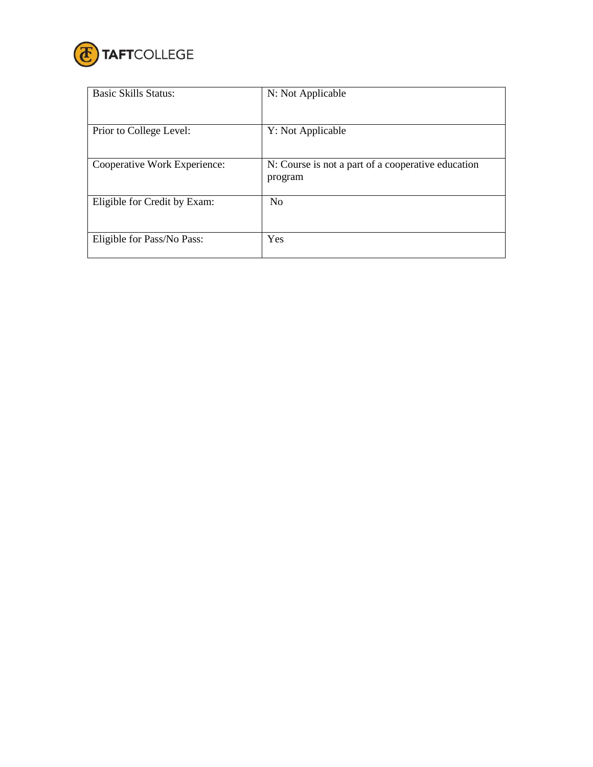| | |
|---|---|
| Basic Skills Status: | N: Not Applicable |
| Prior to College Level: | Y: Not Applicable |
| Cooperative Work Experience: | N: Course is not a part of a cooperative education program |
| Eligible for Credit by Exam: | No |
| Eligible for Pass/No Pass: | Yes |